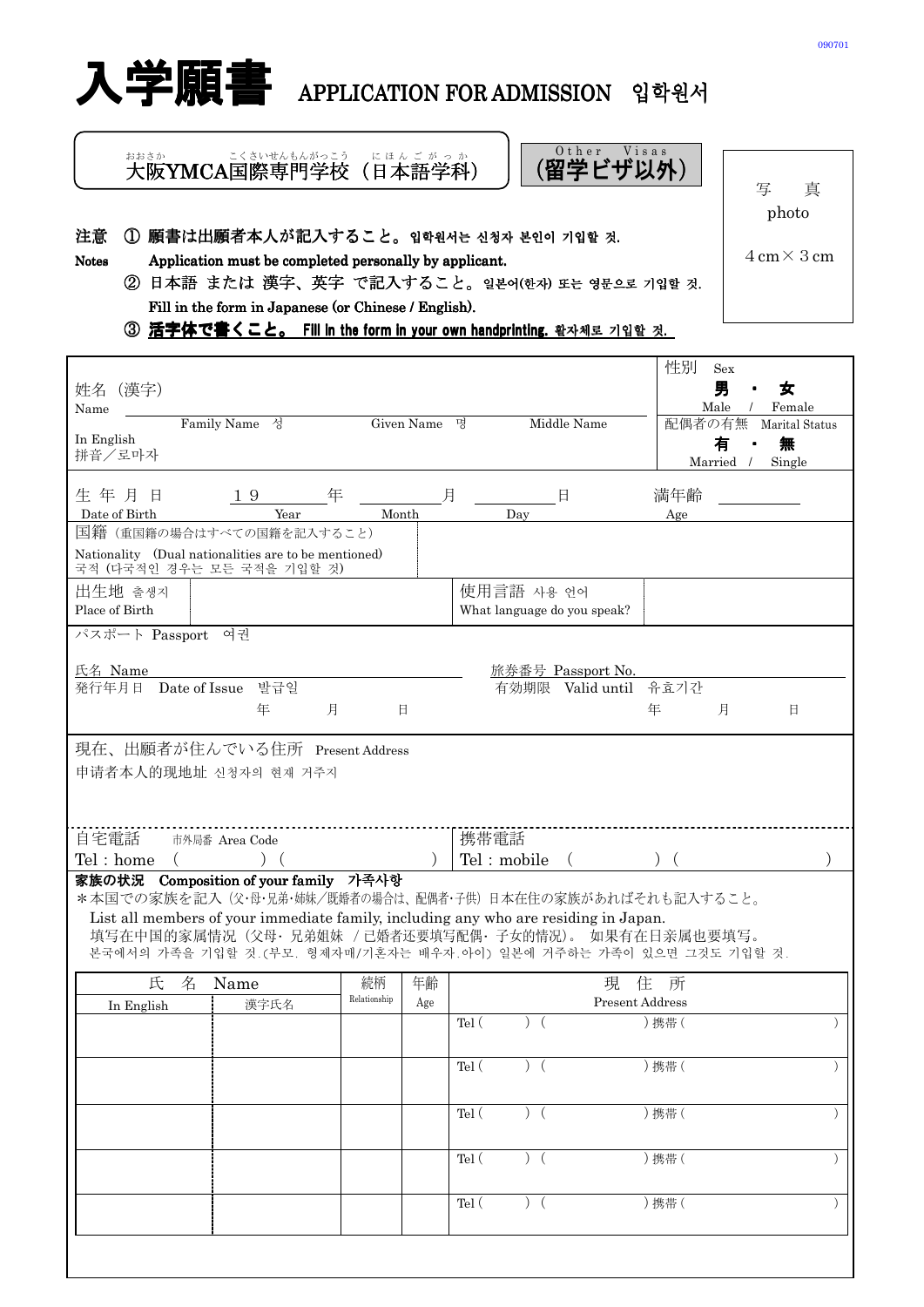090701

# 入学願書 APPLICATION FOR ADMISSION 입학원서

大阪YMCA国際専門学校（日本語学科）

Other Visas
**（留学ビザ以外）**

写　真
photo
4 cm × 3 cm

**注意** ① **願書は出願者本人が記入すること。입학원서는 신청자 본인이 기입할 것.**

**Notes** **Application must be completed personally by applicant.**

② 日本語 または 漢字、英字 で記入すること。일본어(한자) 또는 영문으로 기입할 것.
Fill in the form in Japanese (or Chinese / English).

③ **活字体で書くこと。 Fill in the form in your own handprinting. 활자체로 기입할 것.**

| 姓名（漢字）<br>Name | | | 性別 Sex<br>**男 ・ 女**<br>Male / Female |
|---|---|---|---|
| In English<br>拼音／로마자 | Family Name 성 | Given Name 명 / Middle Name | 配偶者の有無 Marital Status<br>**有 ・ 無**<br>Married / Single |
| 生年月日<br>Date of Birth | 19＿＿年 Year ＿＿月 Month ＿＿日 Day | | 満年齢 ＿＿<br>Age |
| 国籍（重国籍の場合はすべての国籍を記入すること）<br>Nationality (Dual nationalities are to be mentioned)<br>국적 (다국적인 경우는 모든 국적을 기입할 것) | | | |
| 出生地 출생지<br>Place of Birth | | 使用言語 사용 언어<br>What language do you speak? | |

パスポート Passport 여권

氏名 Name ＿＿＿＿＿＿＿＿　旅券番号 Passport No. ＿＿＿＿＿＿＿＿

発行年月日 Date of Issue 발급일 　年　月　日　　有効期限 Valid until 유효기간 　年　月　日

現在、出願者が住んでいる住所 Present Address
申请者本人的现地址 신청자의 현재 거주지

自宅電話 市外局番 Area Code
Tel : home (　　　) (　　　)

携帯電話
Tel : mobile (　　　) (　　　)

**家族の状況 Composition of your family 가족사항**

＊本国での家族を記入（父･母･兄弟･姉妹／既婚者の場合は、配偶者･子供）日本在住の家族があればそれも記入すること。
List all members of your immediate family, including any who are residing in Japan.
填写在中国的家属情况（父母· 兄弟姐妹 / 已婚者还要填写配偶· 子女的情况）。 如果有在日亲属也要填写。
본국에서의 가족을 기입할 것.(부모. 형제자매/기혼자는 배우자.아이) 일본에 거주하는 가족이 있으면 그것도 기입할 것.

| 氏名 Name | | 続柄<br>Relationship | 年齢<br>Age | 現住所<br>Present Address |
|---|---|---|---|---|
| In English | 漢字氏名 | | | |
| | | | | Tel (　　) (　　　) 携帯 (　　　) |
| | | | | Tel (　　) (　　　) 携帯 (　　　) |
| | | | | Tel (　　) (　　　) 携帯 (　　　) |
| | | | | Tel (　　) (　　　) 携帯 (　　　) |
| | | | | Tel (　　) (　　　) 携帯 (　　　) |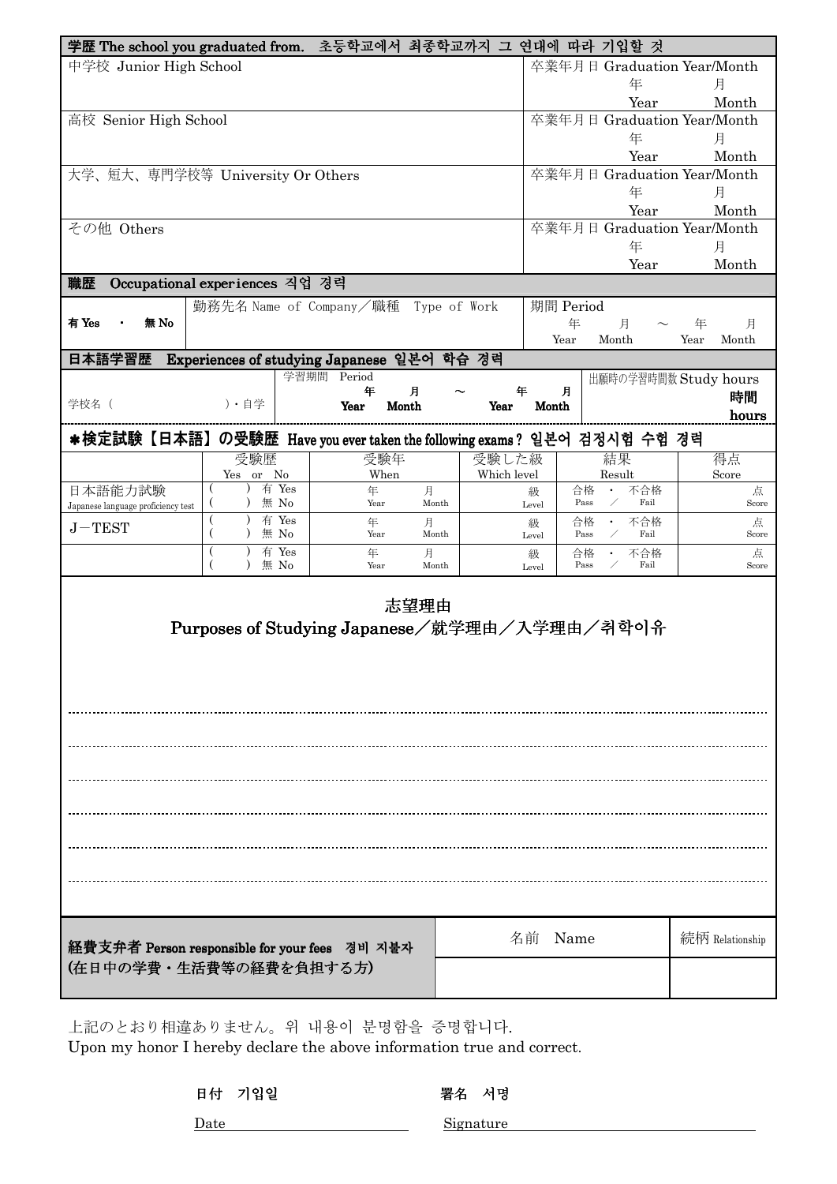| 学歴 The school you graduated from. 초등학교에서 최종학교까지 그 연대에 따라 기입할 것 | |
|---|---|
| 中学校 Junior High School | 卒業年月日 Graduation Year/Month<br>年 Year 月 Month |
| 高校 Senior High School | 卒業年月日 Graduation Year/Month<br>年 Year 月 Month |
| 大学、短大、専門学校等 University Or Others | 卒業年月日 Graduation Year/Month<br>年 Year 月 Month |
| その他 Others | 卒業年月日 Graduation Year/Month<br>年 Year 月 Month |

| 職歴 Occupational experiences 직업 경력 | | |
|---|---|---|
| 有 Yes ・ 無 No | 勤務先名 Name of Company／職種 Type of Work | 期間 Period<br>年 Year 月 Month ～ 年 Year 月 Month |

| 日本語学習歴 Experiences of studying Japanese 일본어 학습 경력 | | |
|---|---|---|
| 学校名（ ）・自学 | 学習期間 Period<br>年 Year 月 Month ～ 年 Year 月 Month | 出願時の学習時間数 Study hours<br>時間 hours |

**＊検定試験【日本語】の受験歴 Have you ever taken the following exams？ 일본어 검정시험 수험 경력**

| | 受験歴 Yes or No | 受験年 When | 受験した級 Which level | 結果 Result | 得点 Score |
|---|---|---|---|---|---|
| 日本語能力試験 Japanese language proficiency test | （ ）有 Yes<br>（ ）無 No | 年 Year 月 Month | 級 Level | 合格 Pass ・／ 不合格 Fail | 点 Score |
| J－TEST | （ ）有 Yes<br>（ ）無 No | 年 Year 月 Month | 級 Level | 合格 Pass ・／ 不合格 Fail | 点 Score |
| | （ ）有 Yes<br>（ ）無 No | 年 Year 月 Month | 級 Level | 合格 Pass ・／ 不合格 Fail | 点 Score |

## 志望理由
## Purposes of Studying Japanese／就学理由／入学理由／취학이유

| | 名前 Name | 続柄 Relationship |
|---|---|---|
| 経費支弁者 Person responsible for your fees 경비 지불자<br>(在日中の学費・生活費等の経費を負担する方) | | |

上記のとおり相違ありません。위 내용이 분명함을 증명합니다.
Upon my honor I hereby declare the above information true and correct.

日付 기입일 Date

署名 서명 Signature